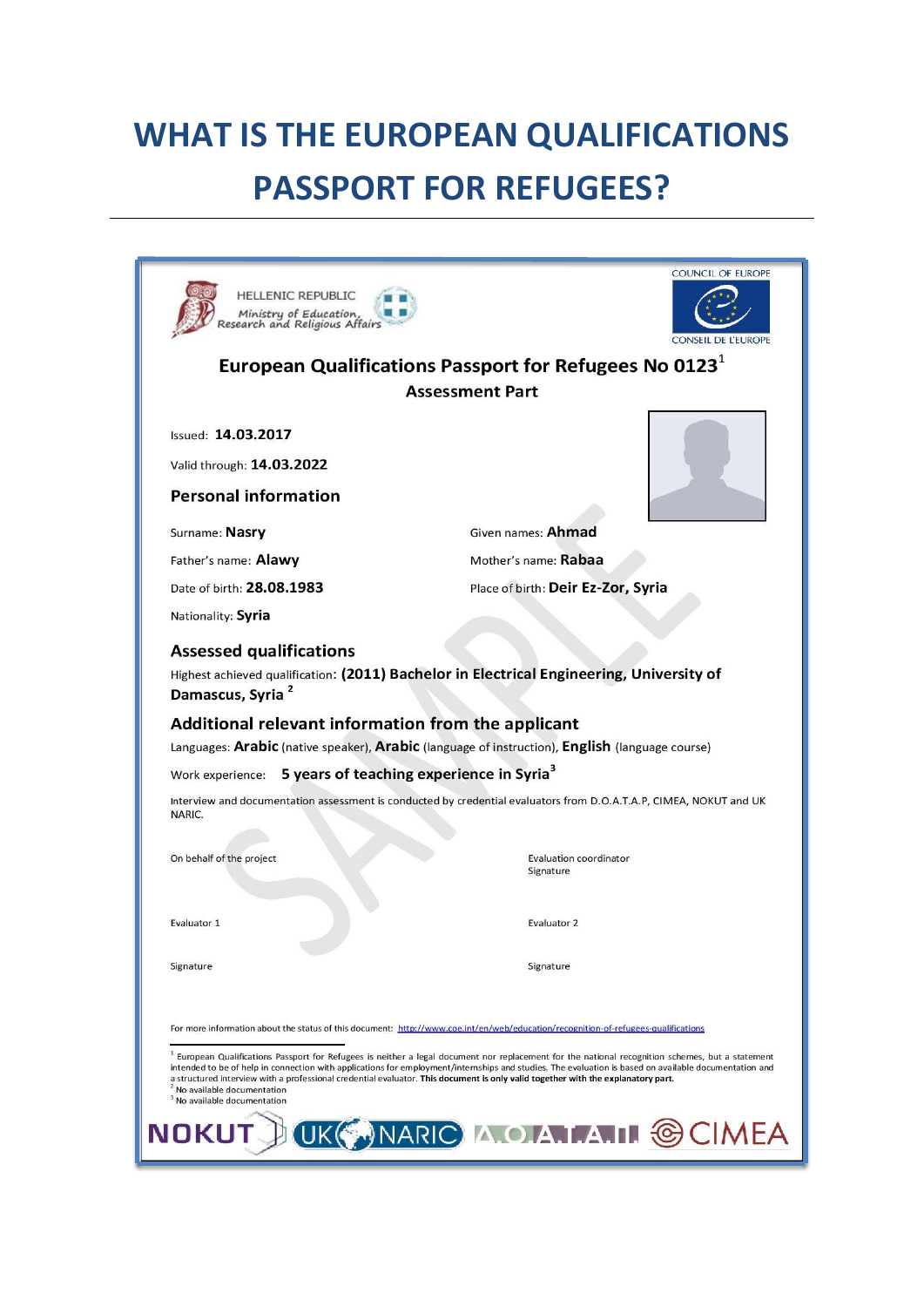# WHAT IS THE EUROPEAN QUALIFICATIONS PASSPORT FOR REFUGEES?

HELLENIC REPUBLIC
Ministry of Education, Research and Religious Affairs

COUNCIL OF EUROPE
CONSEIL DE L'EUROPE

## European Qualifications Passport for Refugees No 0123[1]

### Assessment Part

Issued: **14.03.2017**

Valid through: **14.03.2022**

### Personal information

Surname: **Nasry**

Given names: **Ahmad**

Father's name: **Alawy**

Mother's name: **Rabaa**

Date of birth: **28.08.1983**

Place of birth: **Deir Ez-Zor, Syria**

Nationality: **Syria**

### Assessed qualifications

Highest achieved qualification: **(2011) Bachelor in Electrical Engineering, University of Damascus, Syria** [2]

### Additional relevant information from the applicant

Languages: **Arabic** (native speaker), **Arabic** (language of instruction), **English** (language course)

Work experience: **5 years of teaching experience in Syria**[3]

Interview and documentation assessment is conducted by credential evaluators from D.O.A.T.A.P, CIMEA, NOKUT and UK NARIC.

On behalf of the project

Evaluation coordinator
Signature

Evaluator 1

Evaluator 2

Signature

Signature

For more information about the status of this document: http://www.coe.int/en/web/education/recognition-of-refugees-qualifications

[1] European Qualifications Passport for Refugees is neither a legal document nor replacement for the national recognition schemes, but a statement intended to be of help in connection with applications for employment/internships and studies. The evaluation is based on available documentation and a structured interview with a professional credential evaluator. **This document is only valid together with the explanatory part.**

[2] No available documentation

[3] No available documentation

NOKUT UK NARIC Δ.Ο.Α.Τ.Α.Π. CIMEA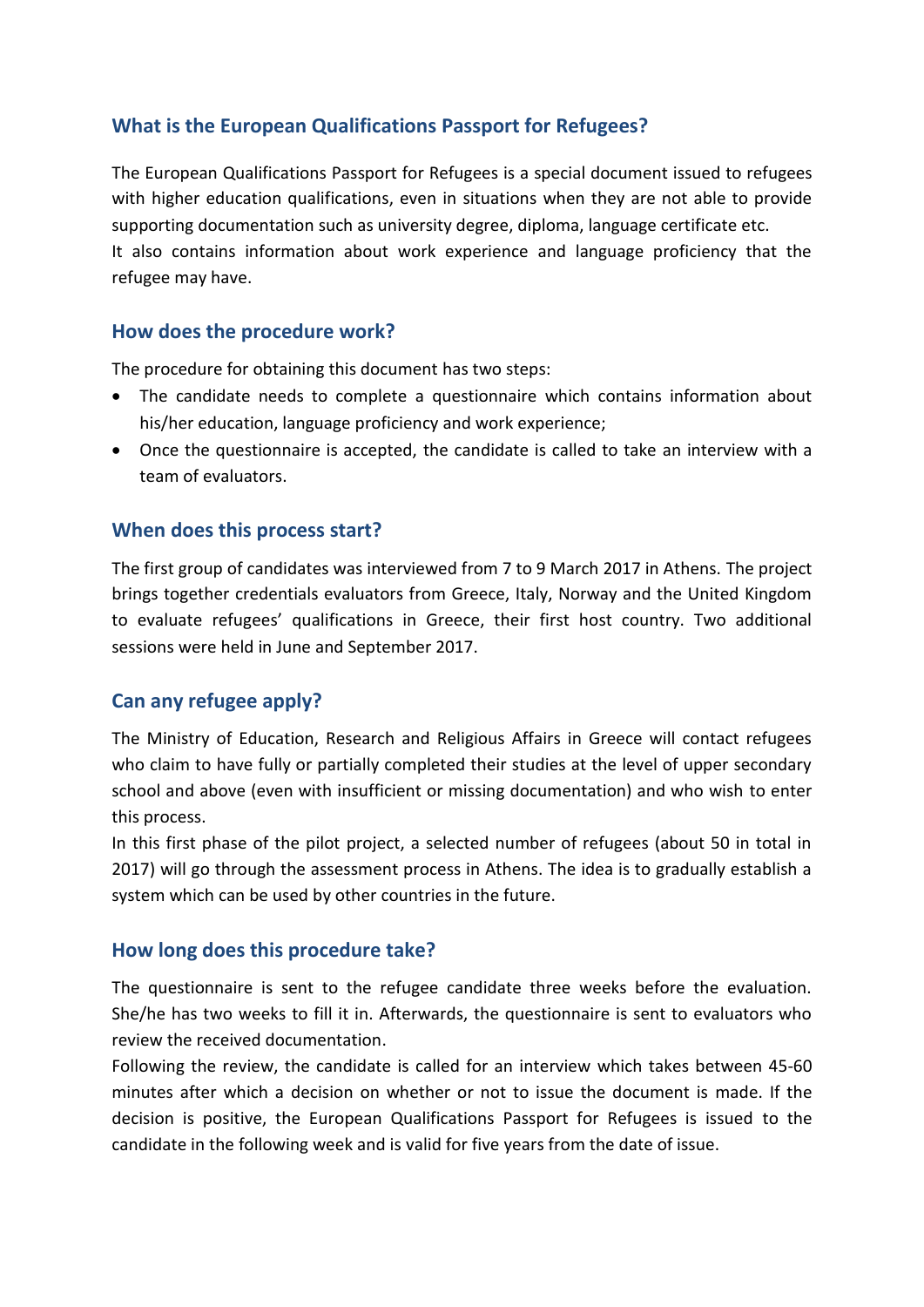## What is the European Qualifications Passport for Refugees?

The European Qualifications Passport for Refugees is a special document issued to refugees with higher education qualifications, even in situations when they are not able to provide supporting documentation such as university degree, diploma, language certificate etc.
It also contains information about work experience and language proficiency that the refugee may have.

## How does the procedure work?

The procedure for obtaining this document has two steps:

- The candidate needs to complete a questionnaire which contains information about his/her education, language proficiency and work experience;
- Once the questionnaire is accepted, the candidate is called to take an interview with a team of evaluators.

## When does this process start?

The first group of candidates was interviewed from 7 to 9 March 2017 in Athens. The project brings together credentials evaluators from Greece, Italy, Norway and the United Kingdom to evaluate refugees' qualifications in Greece, their first host country. Two additional sessions were held in June and September 2017.

## Can any refugee apply?

The Ministry of Education, Research and Religious Affairs in Greece will contact refugees who claim to have fully or partially completed their studies at the level of upper secondary school and above (even with insufficient or missing documentation) and who wish to enter this process.
In this first phase of the pilot project, a selected number of refugees (about 50 in total in 2017) will go through the assessment process in Athens. The idea is to gradually establish a system which can be used by other countries in the future.

## How long does this procedure take?

The questionnaire is sent to the refugee candidate three weeks before the evaluation. She/he has two weeks to fill it in. Afterwards, the questionnaire is sent to evaluators who review the received documentation.
Following the review, the candidate is called for an interview which takes between 45-60 minutes after which a decision on whether or not to issue the document is made. If the decision is positive, the European Qualifications Passport for Refugees is issued to the candidate in the following week and is valid for five years from the date of issue.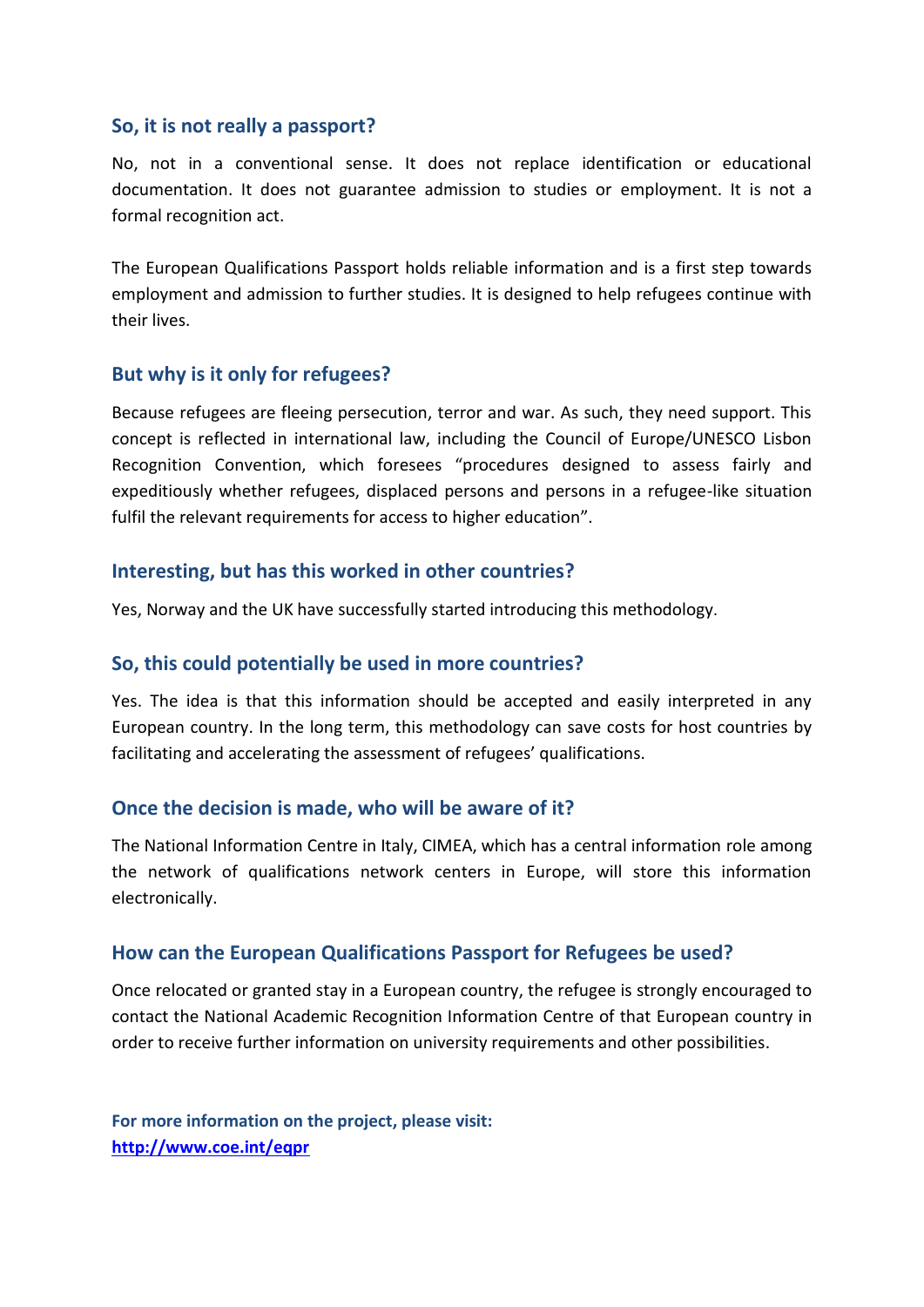### So, it is not really a passport?

No, not in a conventional sense. It does not replace identification or educational documentation. It does not guarantee admission to studies or employment. It is not a formal recognition act.

The European Qualifications Passport holds reliable information and is a first step towards employment and admission to further studies. It is designed to help refugees continue with their lives.

### But why is it only for refugees?

Because refugees are fleeing persecution, terror and war. As such, they need support. This concept is reflected in international law, including the Council of Europe/UNESCO Lisbon Recognition Convention, which foresees "procedures designed to assess fairly and expeditiously whether refugees, displaced persons and persons in a refugee-like situation fulfil the relevant requirements for access to higher education".

### Interesting, but has this worked in other countries?

Yes, Norway and the UK have successfully started introducing this methodology.

### So, this could potentially be used in more countries?

Yes. The idea is that this information should be accepted and easily interpreted in any European country. In the long term, this methodology can save costs for host countries by facilitating and accelerating the assessment of refugees' qualifications.

### Once the decision is made, who will be aware of it?

The National Information Centre in Italy, CIMEA, which has a central information role among the network of qualifications network centers in Europe, will store this information electronically.

### How can the European Qualifications Passport for Refugees be used?

Once relocated or granted stay in a European country, the refugee is strongly encouraged to contact the National Academic Recognition Information Centre of that European country in order to receive further information on university requirements and other possibilities.

**For more information on the project, please visit:**
**http://www.coe.int/eqpr**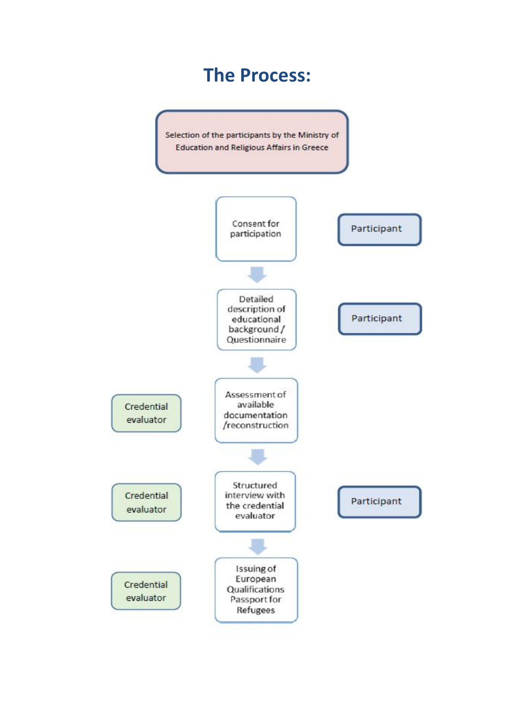# The Process:

Selection of the participants by the Ministry of Education and Religious Affairs in Greece

Consent for participation

Participant

Detailed description of educational background / Questionnaire

Participant

Credential evaluator

Assessment of available documentation /reconstruction

Credential evaluator

Structured interview with the credential evaluator

Participant

Credential evaluator

Issuing of European Qualifications Passport for Refugees